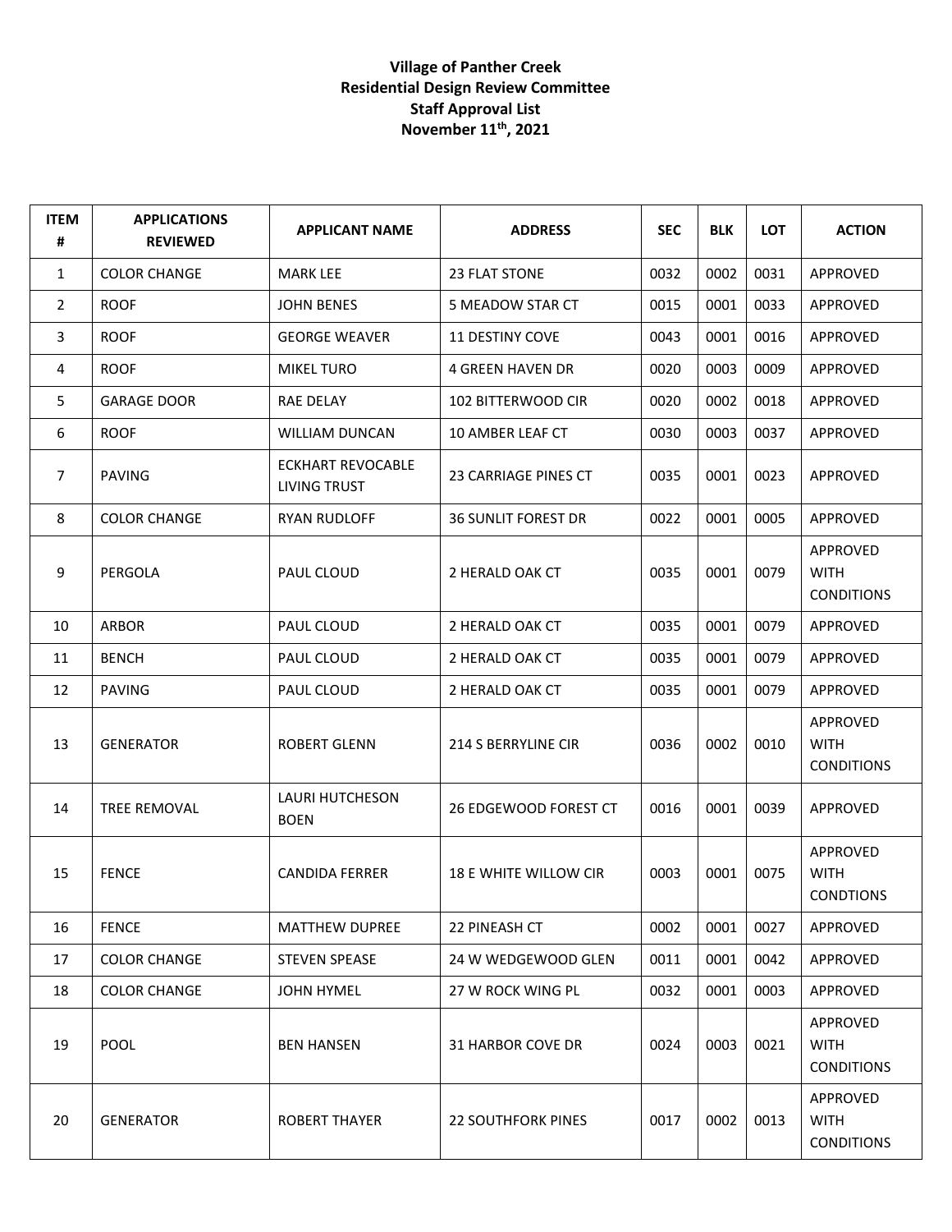**Village of Panther Creek**
**Residential Design Review Committee**
**Staff Approval List**
**November 11th, 2021**

| ITEM # | APPLICATIONS REVIEWED | APPLICANT NAME | ADDRESS | SEC | BLK | LOT | ACTION |
|---|---|---|---|---|---|---|---|
| 1 | COLOR CHANGE | MARK LEE | 23 FLAT STONE | 0032 | 0002 | 0031 | APPROVED |
| 2 | ROOF | JOHN BENES | 5 MEADOW STAR CT | 0015 | 0001 | 0033 | APPROVED |
| 3 | ROOF | GEORGE WEAVER | 11 DESTINY COVE | 0043 | 0001 | 0016 | APPROVED |
| 4 | ROOF | MIKEL TURO | 4 GREEN HAVEN DR | 0020 | 0003 | 0009 | APPROVED |
| 5 | GARAGE DOOR | RAE DELAY | 102 BITTERWOOD CIR | 0020 | 0002 | 0018 | APPROVED |
| 6 | ROOF | WILLIAM DUNCAN | 10 AMBER LEAF CT | 0030 | 0003 | 0037 | APPROVED |
| 7 | PAVING | ECKHART REVOCABLE LIVING TRUST | 23 CARRIAGE PINES CT | 0035 | 0001 | 0023 | APPROVED |
| 8 | COLOR CHANGE | RYAN RUDLOFF | 36 SUNLIT FOREST DR | 0022 | 0001 | 0005 | APPROVED |
| 9 | PERGOLA | PAUL CLOUD | 2 HERALD OAK CT | 0035 | 0001 | 0079 | APPROVED WITH CONDITIONS |
| 10 | ARBOR | PAUL CLOUD | 2 HERALD OAK CT | 0035 | 0001 | 0079 | APPROVED |
| 11 | BENCH | PAUL CLOUD | 2 HERALD OAK CT | 0035 | 0001 | 0079 | APPROVED |
| 12 | PAVING | PAUL CLOUD | 2 HERALD OAK CT | 0035 | 0001 | 0079 | APPROVED |
| 13 | GENERATOR | ROBERT GLENN | 214 S BERRYLINE CIR | 0036 | 0002 | 0010 | APPROVED WITH CONDITIONS |
| 14 | TREE REMOVAL | LAURI HUTCHESON BOEN | 26 EDGEWOOD FOREST CT | 0016 | 0001 | 0039 | APPROVED |
| 15 | FENCE | CANDIDA FERRER | 18 E WHITE WILLOW CIR | 0003 | 0001 | 0075 | APPROVED WITH CONDTIONS |
| 16 | FENCE | MATTHEW DUPREE | 22 PINEASH CT | 0002 | 0001 | 0027 | APPROVED |
| 17 | COLOR CHANGE | STEVEN SPEASE | 24 W WEDGEWOOD GLEN | 0011 | 0001 | 0042 | APPROVED |
| 18 | COLOR CHANGE | JOHN HYMEL | 27 W ROCK WING PL | 0032 | 0001 | 0003 | APPROVED |
| 19 | POOL | BEN HANSEN | 31 HARBOR COVE DR | 0024 | 0003 | 0021 | APPROVED WITH CONDITIONS |
| 20 | GENERATOR | ROBERT THAYER | 22 SOUTHFORK PINES | 0017 | 0002 | 0013 | APPROVED WITH CONDITIONS |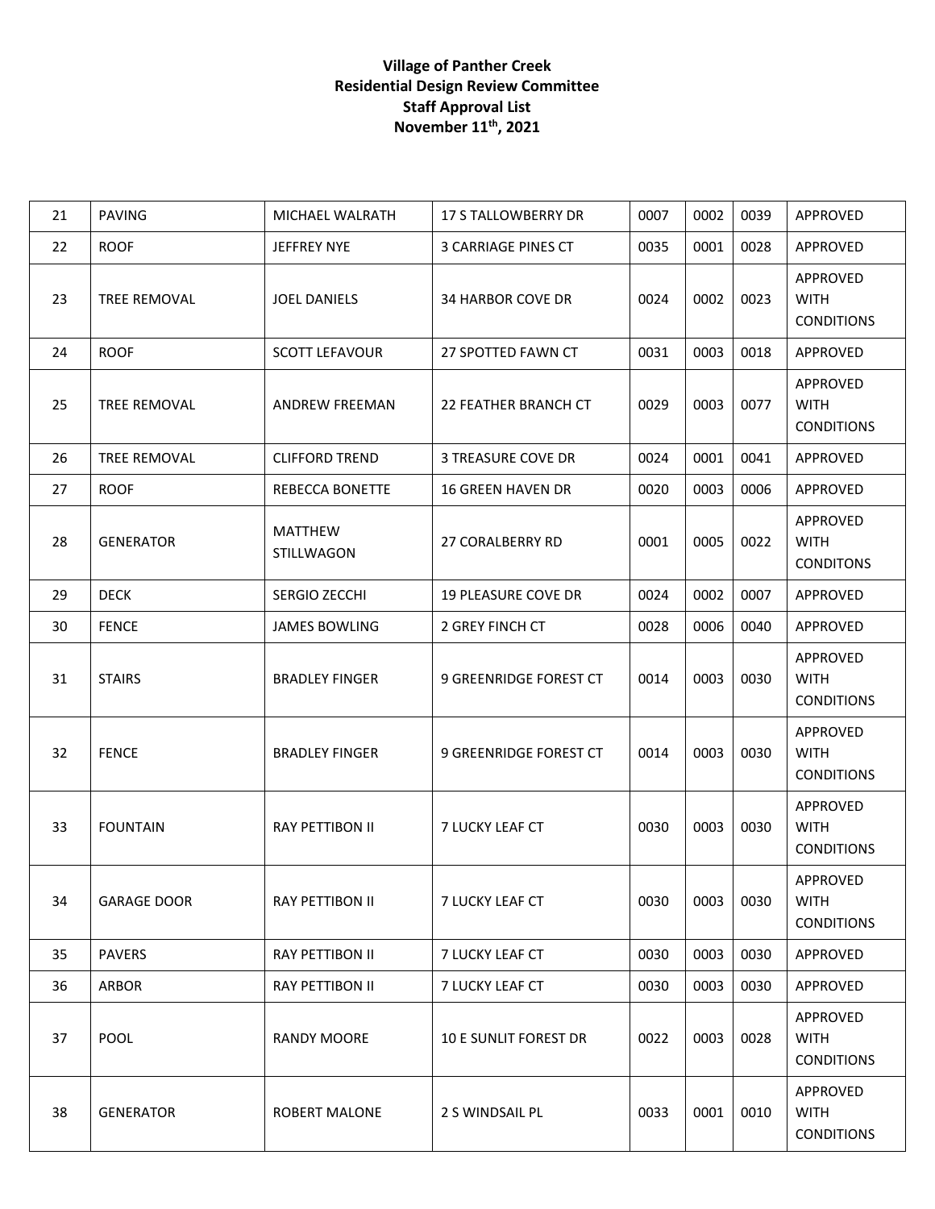**Village of Panther Creek**
**Residential Design Review Committee**
**Staff Approval List**
**November 11th, 2021**

| | | | | | | | |
|---|---|---|---|---|---|---|---|
| 21 | PAVING | MICHAEL WALRATH | 17 S TALLOWBERRY DR | 0007 | 0002 | 0039 | APPROVED |
| 22 | ROOF | JEFFREY NYE | 3 CARRIAGE PINES CT | 0035 | 0001 | 0028 | APPROVED |
| 23 | TREE REMOVAL | JOEL DANIELS | 34 HARBOR COVE DR | 0024 | 0002 | 0023 | APPROVED WITH CONDITIONS |
| 24 | ROOF | SCOTT LEFAVOUR | 27 SPOTTED FAWN CT | 0031 | 0003 | 0018 | APPROVED |
| 25 | TREE REMOVAL | ANDREW FREEMAN | 22 FEATHER BRANCH CT | 0029 | 0003 | 0077 | APPROVED WITH CONDITIONS |
| 26 | TREE REMOVAL | CLIFFORD TREND | 3 TREASURE COVE DR | 0024 | 0001 | 0041 | APPROVED |
| 27 | ROOF | REBECCA BONETTE | 16 GREEN HAVEN DR | 0020 | 0003 | 0006 | APPROVED |
| 28 | GENERATOR | MATTHEW STILLWAGON | 27 CORALBERRY RD | 0001 | 0005 | 0022 | APPROVED WITH CONDITONS |
| 29 | DECK | SERGIO ZECCHI | 19 PLEASURE COVE DR | 0024 | 0002 | 0007 | APPROVED |
| 30 | FENCE | JAMES BOWLING | 2 GREY FINCH CT | 0028 | 0006 | 0040 | APPROVED |
| 31 | STAIRS | BRADLEY FINGER | 9 GREENRIDGE FOREST CT | 0014 | 0003 | 0030 | APPROVED WITH CONDITIONS |
| 32 | FENCE | BRADLEY FINGER | 9 GREENRIDGE FOREST CT | 0014 | 0003 | 0030 | APPROVED WITH CONDITIONS |
| 33 | FOUNTAIN | RAY PETTIBON II | 7 LUCKY LEAF CT | 0030 | 0003 | 0030 | APPROVED WITH CONDITIONS |
| 34 | GARAGE DOOR | RAY PETTIBON II | 7 LUCKY LEAF CT | 0030 | 0003 | 0030 | APPROVED WITH CONDITIONS |
| 35 | PAVERS | RAY PETTIBON II | 7 LUCKY LEAF CT | 0030 | 0003 | 0030 | APPROVED |
| 36 | ARBOR | RAY PETTIBON II | 7 LUCKY LEAF CT | 0030 | 0003 | 0030 | APPROVED |
| 37 | POOL | RANDY MOORE | 10 E SUNLIT FOREST DR | 0022 | 0003 | 0028 | APPROVED WITH CONDITIONS |
| 38 | GENERATOR | ROBERT MALONE | 2 S WINDSAIL PL | 0033 | 0001 | 0010 | APPROVED WITH CONDITIONS |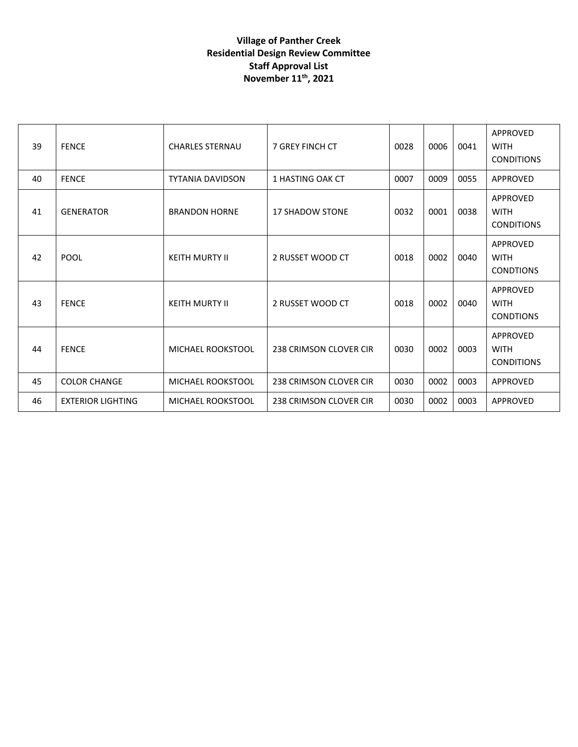**Village of Panther Creek**
**Residential Design Review Committee**
**Staff Approval List**
**November 11th, 2021**

| | | | | | | | |
|---|---|---|---|---|---|---|---|
| 39 | FENCE | CHARLES STERNAU | 7 GREY FINCH CT | 0028 | 0006 | 0041 | APPROVED WITH CONDITIONS |
| 40 | FENCE | TYTANIA DAVIDSON | 1 HASTING OAK CT | 0007 | 0009 | 0055 | APPROVED |
| 41 | GENERATOR | BRANDON HORNE | 17 SHADOW STONE | 0032 | 0001 | 0038 | APPROVED WITH CONDITIONS |
| 42 | POOL | KEITH MURTY II | 2 RUSSET WOOD CT | 0018 | 0002 | 0040 | APPROVED WITH CONDTIONS |
| 43 | FENCE | KEITH MURTY II | 2 RUSSET WOOD CT | 0018 | 0002 | 0040 | APPROVED WITH CONDTIONS |
| 44 | FENCE | MICHAEL ROOKSTOOL | 238 CRIMSON CLOVER CIR | 0030 | 0002 | 0003 | APPROVED WITH CONDITIONS |
| 45 | COLOR CHANGE | MICHAEL ROOKSTOOL | 238 CRIMSON CLOVER CIR | 0030 | 0002 | 0003 | APPROVED |
| 46 | EXTERIOR LIGHTING | MICHAEL ROOKSTOOL | 238 CRIMSON CLOVER CIR | 0030 | 0002 | 0003 | APPROVED |